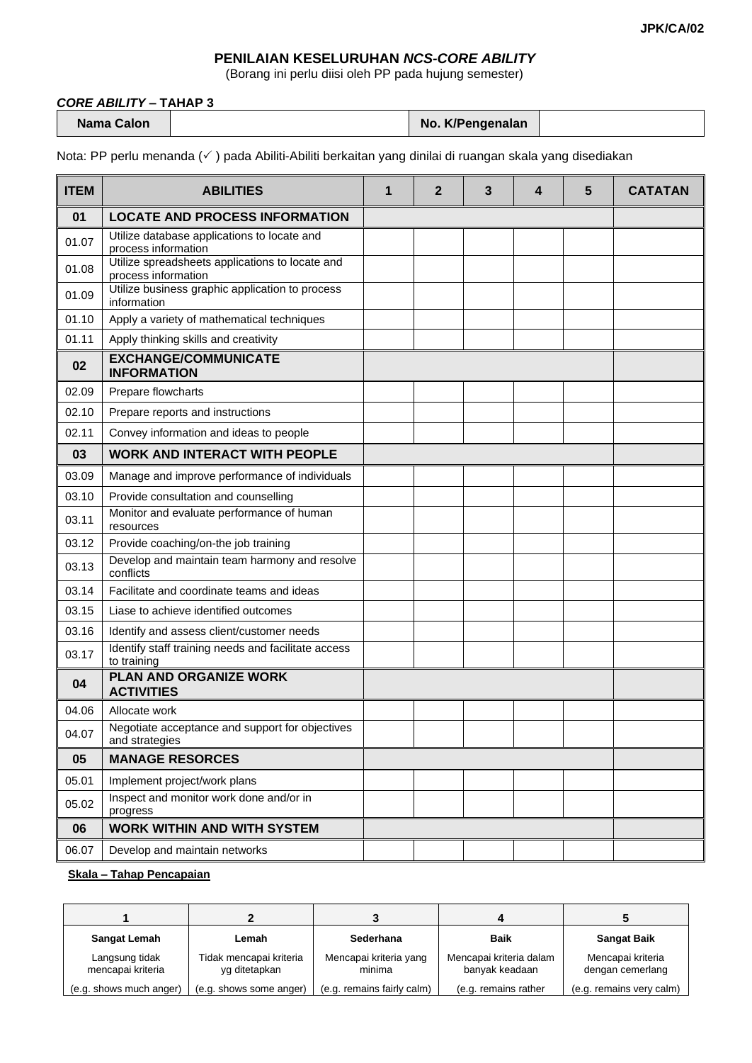JPK/CA/02

## PENILAIAN KESELURUHAN *NCS-CORE ABILITY*

(Borang ini perlu diisi oleh PP pada hujung semester)

***CORE ABILITY* – TAHAP 3**

| **Nama Calon** | | **No. K/Pengenalan** | |
|---|---|---|---|

Nota: PP perlu menanda (✓ ) pada Abiliti-Abiliti berkaitan yang dinilai di ruangan skala yang disediakan

| ITEM | ABILITIES | 1 | 2 | 3 | 4 | 5 | CATATAN |
|---|---|---|---|---|---|---|---|
| **01** | **LOCATE AND PROCESS INFORMATION** | | | | | | |
| 01.07 | Utilize database applications to locate and process information | | | | | | |
| 01.08 | Utilize spreadsheets applications to locate and process information | | | | | | |
| 01.09 | Utilize business graphic application to process information | | | | | | |
| 01.10 | Apply a variety of mathematical techniques | | | | | | |
| 01.11 | Apply thinking skills and creativity | | | | | | |
| **02** | **EXCHANGE/COMMUNICATE INFORMATION** | | | | | | |
| 02.09 | Prepare flowcharts | | | | | | |
| 02.10 | Prepare reports and instructions | | | | | | |
| 02.11 | Convey information and ideas to people | | | | | | |
| **03** | **WORK AND INTERACT WITH PEOPLE** | | | | | | |
| 03.09 | Manage and improve performance of individuals | | | | | | |
| 03.10 | Provide consultation and counselling | | | | | | |
| 03.11 | Monitor and evaluate performance of human resources | | | | | | |
| 03.12 | Provide coaching/on-the job training | | | | | | |
| 03.13 | Develop and maintain team harmony and resolve conflicts | | | | | | |
| 03.14 | Facilitate and coordinate teams and ideas | | | | | | |
| 03.15 | Liase to achieve identified outcomes | | | | | | |
| 03.16 | Identify and assess client/customer needs | | | | | | |
| 03.17 | Identify staff training needs and facilitate access to training | | | | | | |
| **04** | **PLAN AND ORGANIZE WORK ACTIVITIES** | | | | | | |
| 04.06 | Allocate work | | | | | | |
| 04.07 | Negotiate acceptance and support for objectives and strategies | | | | | | |
| **05** | **MANAGE RESORCES** | | | | | | |
| 05.01 | Implement project/work plans | | | | | | |
| 05.02 | Inspect and monitor work done and/or in progress | | | | | | |
| **06** | **WORK WITHIN AND WITH SYSTEM** | | | | | | |
| 06.07 | Develop and maintain networks | | | | | | |

**Skala – Tahap Pencapaian**

| 1 | 2 | 3 | 4 | 5 |
|---|---|---|---|---|
| **Sangat Lemah** | **Lemah** | **Sederhana** | **Baik** | **Sangat Baik** |
| Langsung tidak mencapai kriteria | Tidak mencapai kriteria yg ditetapkan | Mencapai kriteria yang minima | Mencapai kriteria dalam banyak keadaan | Mencapai kriteria dengan cemerlang |
| (e.g. shows much anger) | (e.g. shows some anger) | (e.g. remains fairly calm) | (e.g. remains rather | (e.g. remains very calm) |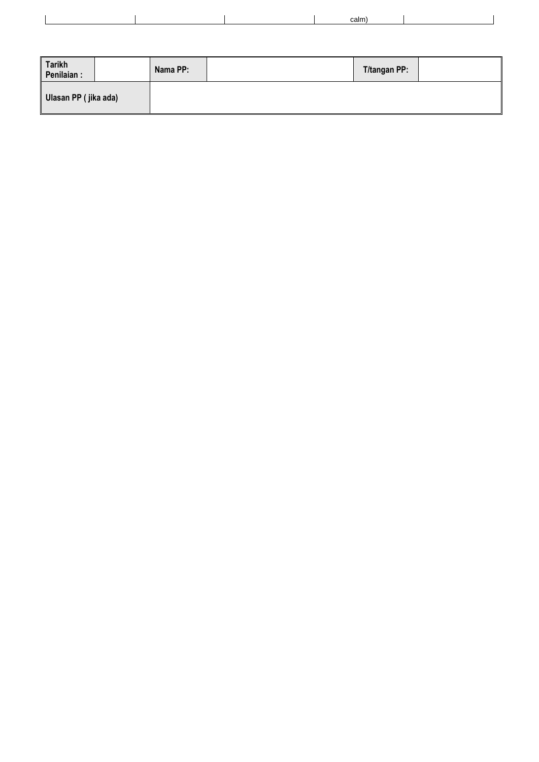| | | | | |
|---|---|---|---|---|
| | | | calm) | |

| Tarikh Penilaian : | | Nama PP: | | T/tangan PP: | |
|---|---|---|---|---|---|
| Ulasan PP ( jika ada) | | | | | |